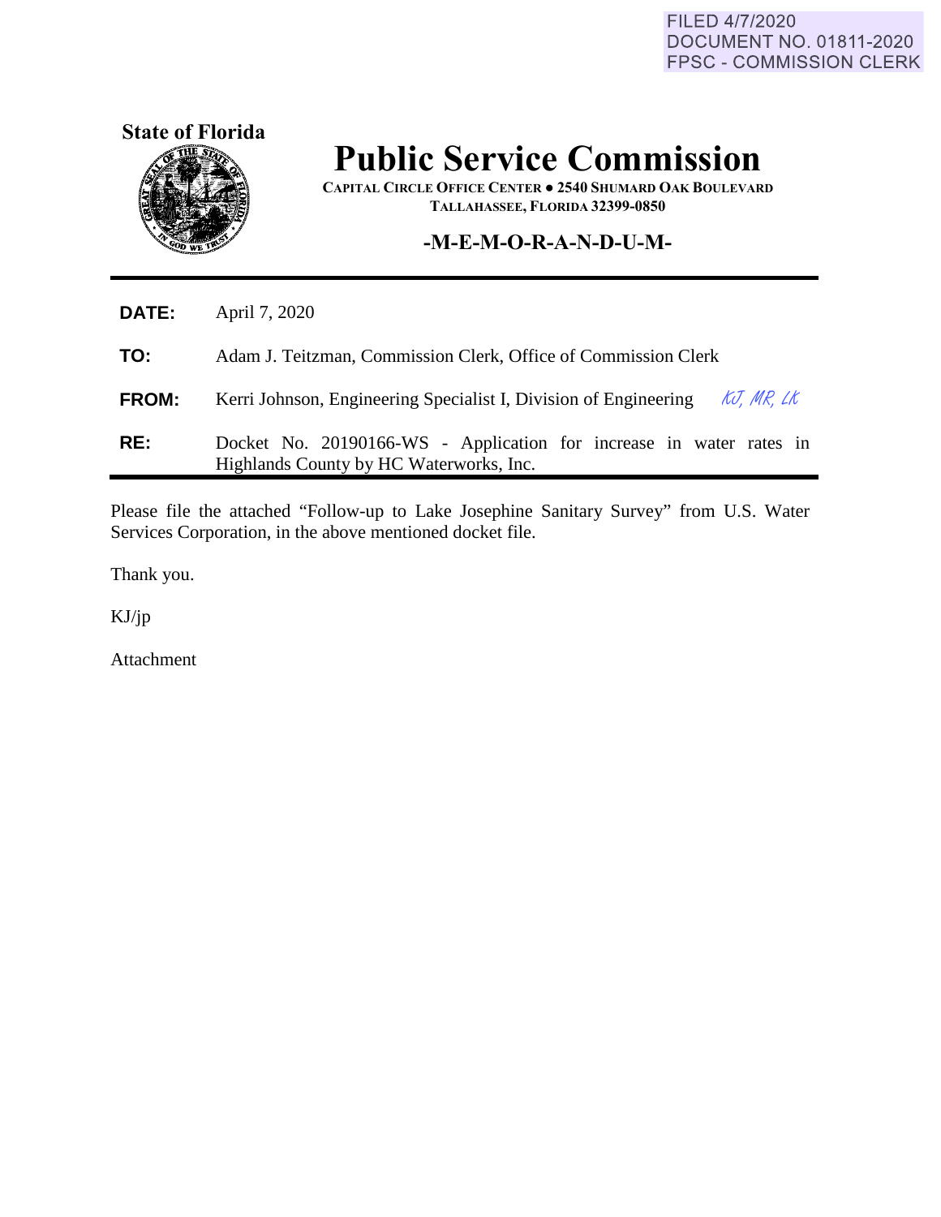FILED 4/7/2020
DOCUMENT NO. 01811-2020
FPSC - COMMISSION CLERK

**State of Florida**

# Public Service Commission

**CAPITAL CIRCLE OFFICE CENTER ● 2540 SHUMARD OAK BOULEVARD**
**TALLAHASSEE, FLORIDA 32399-0850**

**-M-E-M-O-R-A-N-D-U-M-**

**DATE:** April 7, 2020

**TO:** Adam J. Teitzman, Commission Clerk, Office of Commission Clerk

**FROM:** Kerri Johnson, Engineering Specialist I, Division of Engineering *KJ, MR, LK*

**RE:** Docket No. 20190166-WS - Application for increase in water rates in Highlands County by HC Waterworks, Inc.

Please file the attached "Follow-up to Lake Josephine Sanitary Survey" from U.S. Water Services Corporation, in the above mentioned docket file.

Thank you.

KJ/jp

Attachment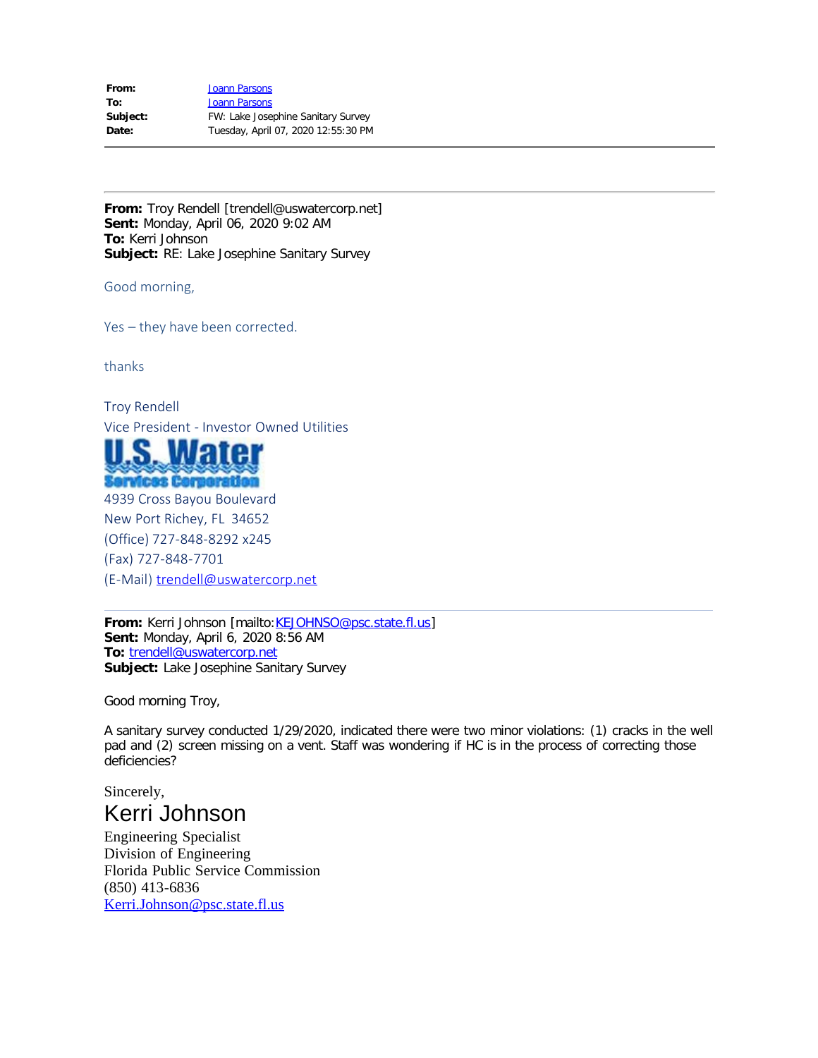| | |
|---|---|
| **From:** | Joann Parsons |
| **To:** | Joann Parsons |
| **Subject:** | FW: Lake Josephine Sanitary Survey |
| **Date:** | Tuesday, April 07, 2020 12:55:30 PM |

---

**From:** Troy Rendell [trendell@uswatercorp.net]
**Sent:** Monday, April 06, 2020 9:02 AM
**To:** Kerri Johnson
**Subject:** RE: Lake Josephine Sanitary Survey

Good morning,

Yes – they have been corrected.

thanks

Troy Rendell
Vice President - Investor Owned Utilities
U.S. Water Services Corporation
4939 Cross Bayou Boulevard
New Port Richey, FL 34652
(Office) 727-848-8292 x245
(Fax) 727-848-7701
(E-Mail) trendell@uswatercorp.net

---

**From:** Kerri Johnson [mailto:KEJOHNSO@psc.state.fl.us]
**Sent:** Monday, April 6, 2020 8:56 AM
**To:** trendell@uswatercorp.net
**Subject:** Lake Josephine Sanitary Survey

Good morning Troy,

A sanitary survey conducted 1/29/2020, indicated there were two minor violations: (1) cracks in the well pad and (2) screen missing on a vent. Staff was wondering if HC is in the process of correcting those deficiencies?

Sincerely,
Kerri Johnson
Engineering Specialist
Division of Engineering
Florida Public Service Commission
(850) 413-6836
Kerri.Johnson@psc.state.fl.us